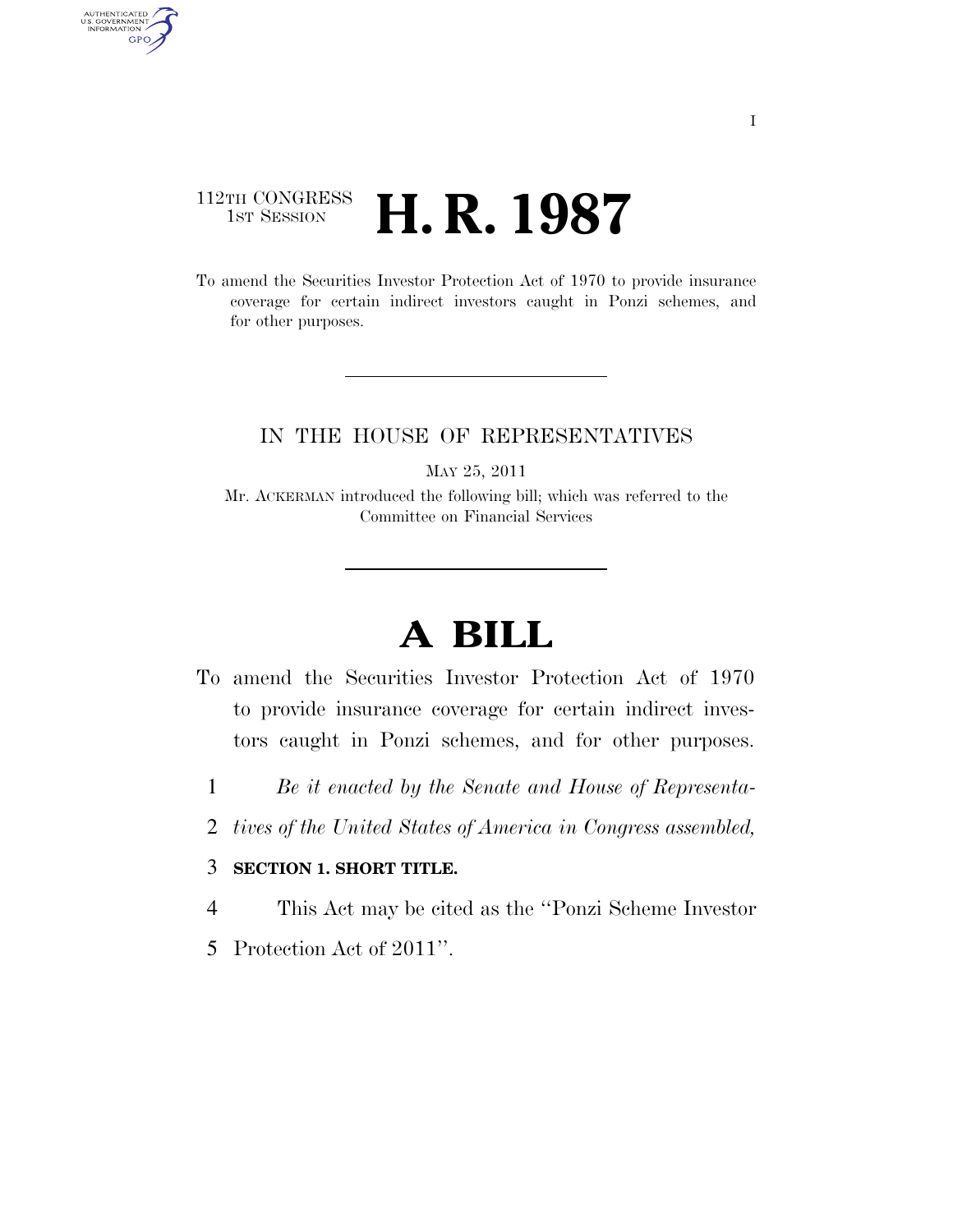112TH CONGRESS
1ST SESSION

# H. R. 1987

To amend the Securities Investor Protection Act of 1970 to provide insurance coverage for certain indirect investors caught in Ponzi schemes, and for other purposes.

IN THE HOUSE OF REPRESENTATIVES

MAY 25, 2011

Mr. ACKERMAN introduced the following bill; which was referred to the Committee on Financial Services

# A BILL

To amend the Securities Investor Protection Act of 1970 to provide insurance coverage for certain indirect investors caught in Ponzi schemes, and for other purposes.

1 *Be it enacted by the Senate and House of Representa-*
2 *tives of the United States of America in Congress assembled,*

3 **SECTION 1. SHORT TITLE.**

4 This Act may be cited as the ''Ponzi Scheme Investor
5 Protection Act of 2011''.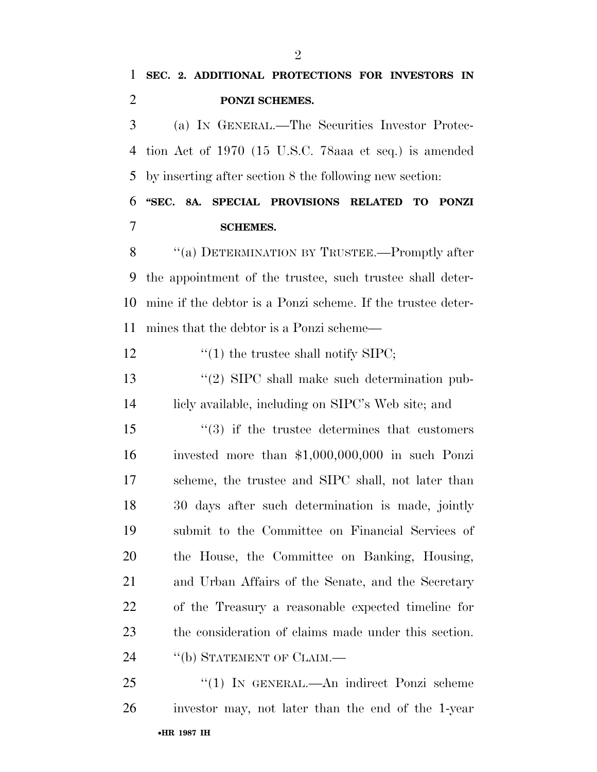**SEC. 2. ADDITIONAL PROTECTIONS FOR INVESTORS IN PONZI SCHEMES.**

(a) IN GENERAL.—The Securities Investor Protection Act of 1970 (15 U.S.C. 78aaa et seq.) is amended by inserting after section 8 the following new section:

**"SEC. 8A. SPECIAL PROVISIONS RELATED TO PONZI SCHEMES.**

"(a) DETERMINATION BY TRUSTEE.—Promptly after the appointment of the trustee, such trustee shall determine if the debtor is a Ponzi scheme. If the trustee determines that the debtor is a Ponzi scheme—

"(1) the trustee shall notify SIPC;

"(2) SIPC shall make such determination publicly available, including on SIPC's Web site; and

"(3) if the trustee determines that customers invested more than $1,000,000,000 in such Ponzi scheme, the trustee and SIPC shall, not later than 30 days after such determination is made, jointly submit to the Committee on Financial Services of the House, the Committee on Banking, Housing, and Urban Affairs of the Senate, and the Secretary of the Treasury a reasonable expected timeline for the consideration of claims made under this section.

"(b) STATEMENT OF CLAIM.—

"(1) IN GENERAL.—An indirect Ponzi scheme investor may, not later than the end of the 1-year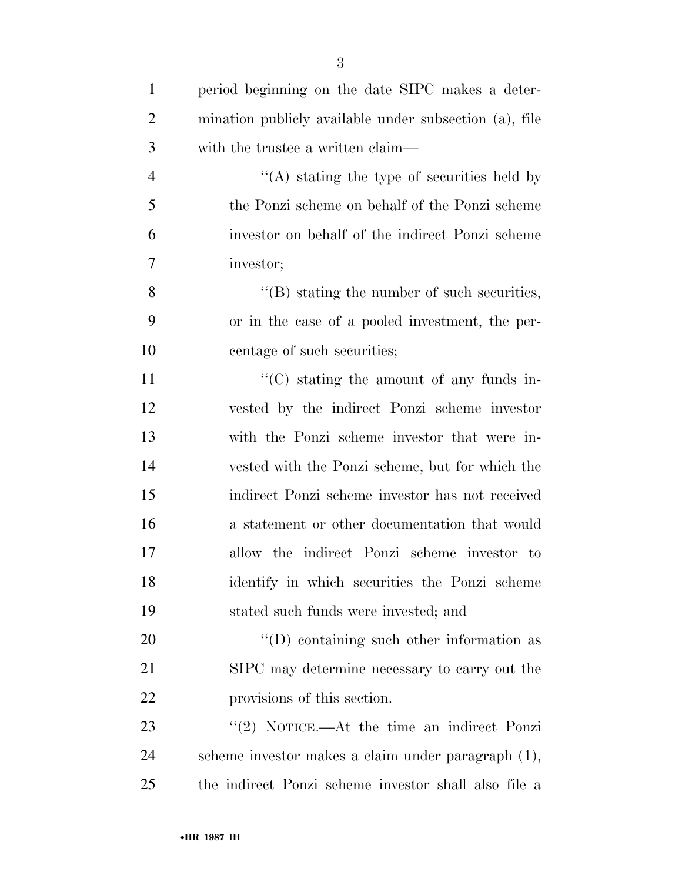period beginning on the date SIPC makes a determination publicly available under subsection (a), file with the trustee a written claim—

"(A) stating the type of securities held by the Ponzi scheme on behalf of the Ponzi scheme investor on behalf of the indirect Ponzi scheme investor;

"(B) stating the number of such securities, or in the case of a pooled investment, the percentage of such securities;

"(C) stating the amount of any funds invested by the indirect Ponzi scheme investor with the Ponzi scheme investor that were invested with the Ponzi scheme, but for which the indirect Ponzi scheme investor has not received a statement or other documentation that would allow the indirect Ponzi scheme investor to identify in which securities the Ponzi scheme stated such funds were invested; and

"(D) containing such other information as SIPC may determine necessary to carry out the provisions of this section.

"(2) NOTICE.—At the time an indirect Ponzi scheme investor makes a claim under paragraph (1), the indirect Ponzi scheme investor shall also file a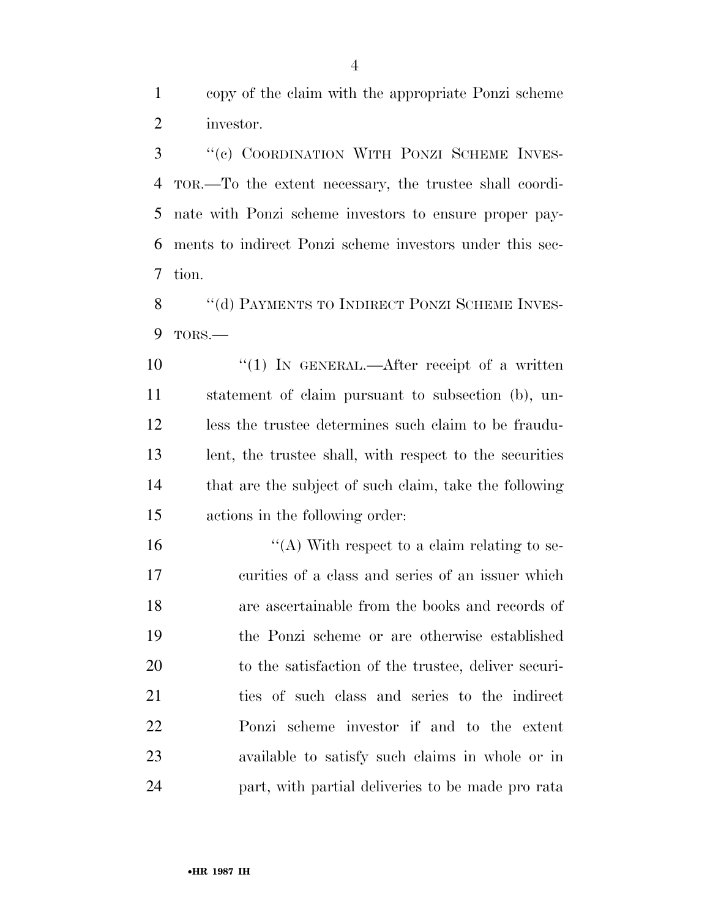copy of the claim with the appropriate Ponzi scheme investor.

''(c) COORDINATION WITH PONZI SCHEME INVESTOR.—To the extent necessary, the trustee shall coordinate with Ponzi scheme investors to ensure proper payments to indirect Ponzi scheme investors under this section.

''(d) PAYMENTS TO INDIRECT PONZI SCHEME INVESTORS.—

''(1) IN GENERAL.—After receipt of a written statement of claim pursuant to subsection (b), unless the trustee determines such claim to be fraudulent, the trustee shall, with respect to the securities that are the subject of such claim, take the following actions in the following order:

''(A) With respect to a claim relating to securities of a class and series of an issuer which are ascertainable from the books and records of the Ponzi scheme or are otherwise established to the satisfaction of the trustee, deliver securities of such class and series to the indirect Ponzi scheme investor if and to the extent available to satisfy such claims in whole or in part, with partial deliveries to be made pro rata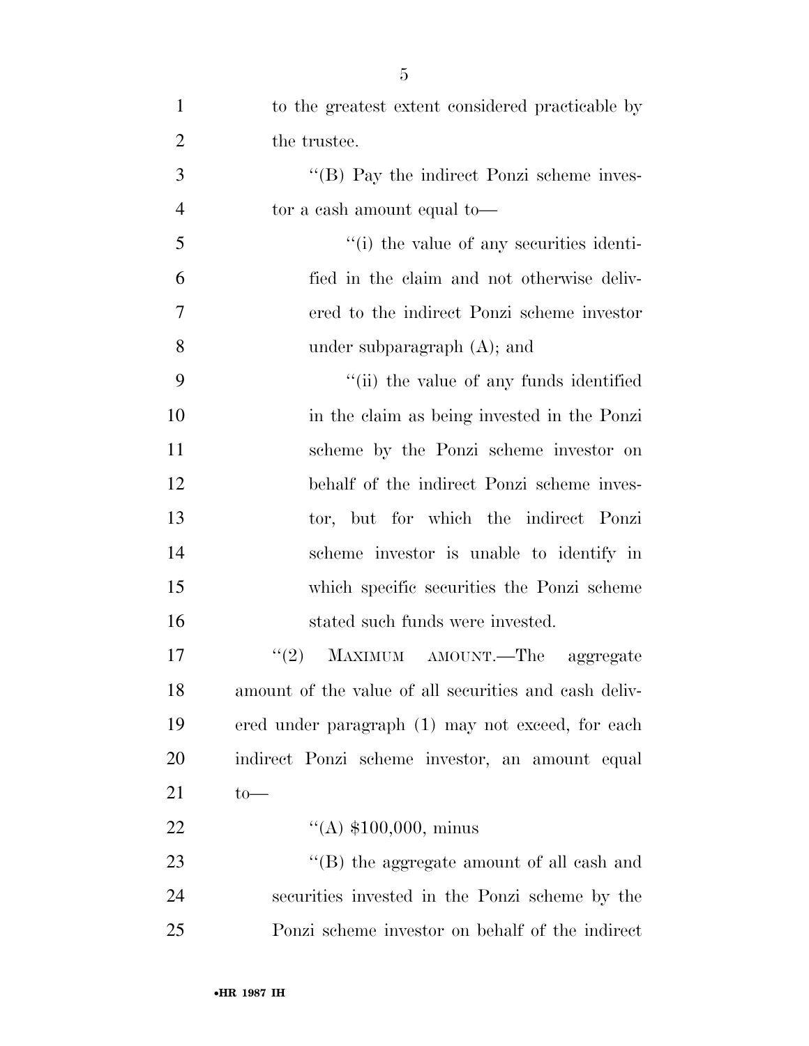to the greatest extent considered practicable by the trustee.

"(B) Pay the indirect Ponzi scheme investor a cash amount equal to—

"(i) the value of any securities identified in the claim and not otherwise delivered to the indirect Ponzi scheme investor under subparagraph (A); and

"(ii) the value of any funds identified in the claim as being invested in the Ponzi scheme by the Ponzi scheme investor on behalf of the indirect Ponzi scheme investor, but for which the indirect Ponzi scheme investor is unable to identify in which specific securities the Ponzi scheme stated such funds were invested.

"(2) MAXIMUM AMOUNT.—The aggregate amount of the value of all securities and cash delivered under paragraph (1) may not exceed, for each indirect Ponzi scheme investor, an amount equal to—

"(A) $100,000, minus

"(B) the aggregate amount of all cash and securities invested in the Ponzi scheme by the Ponzi scheme investor on behalf of the indirect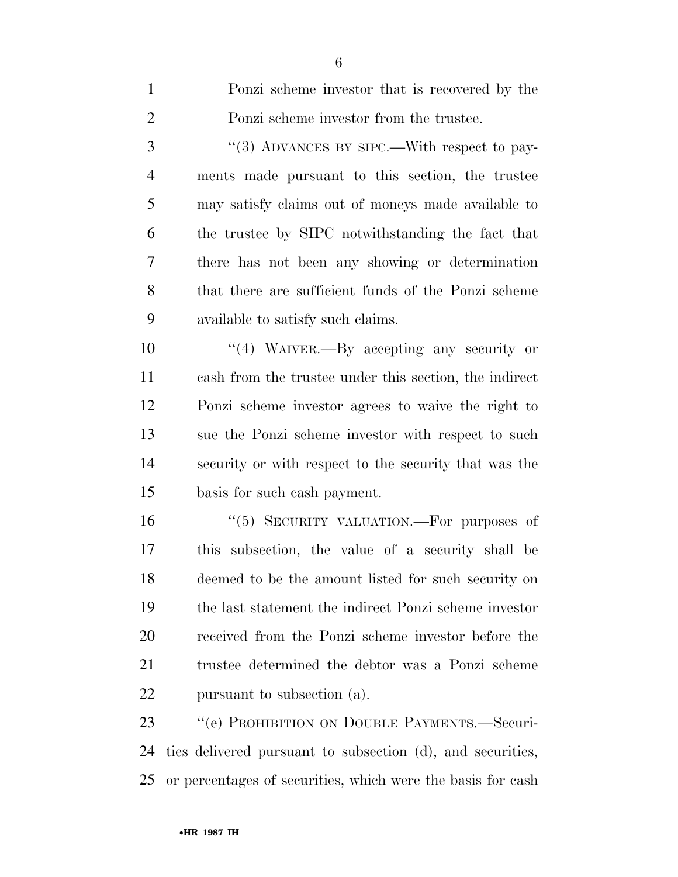Ponzi scheme investor that is recovered by the Ponzi scheme investor from the trustee.

"(3) ADVANCES BY SIPC.—With respect to payments made pursuant to this section, the trustee may satisfy claims out of moneys made available to the trustee by SIPC notwithstanding the fact that there has not been any showing or determination that there are sufficient funds of the Ponzi scheme available to satisfy such claims.

"(4) WAIVER.—By accepting any security or cash from the trustee under this section, the indirect Ponzi scheme investor agrees to waive the right to sue the Ponzi scheme investor with respect to such security or with respect to the security that was the basis for such cash payment.

"(5) SECURITY VALUATION.—For purposes of this subsection, the value of a security shall be deemed to be the amount listed for such security on the last statement the indirect Ponzi scheme investor received from the Ponzi scheme investor before the trustee determined the debtor was a Ponzi scheme pursuant to subsection (a).

"(e) PROHIBITION ON DOUBLE PAYMENTS.—Securities delivered pursuant to subsection (d), and securities, or percentages of securities, which were the basis for cash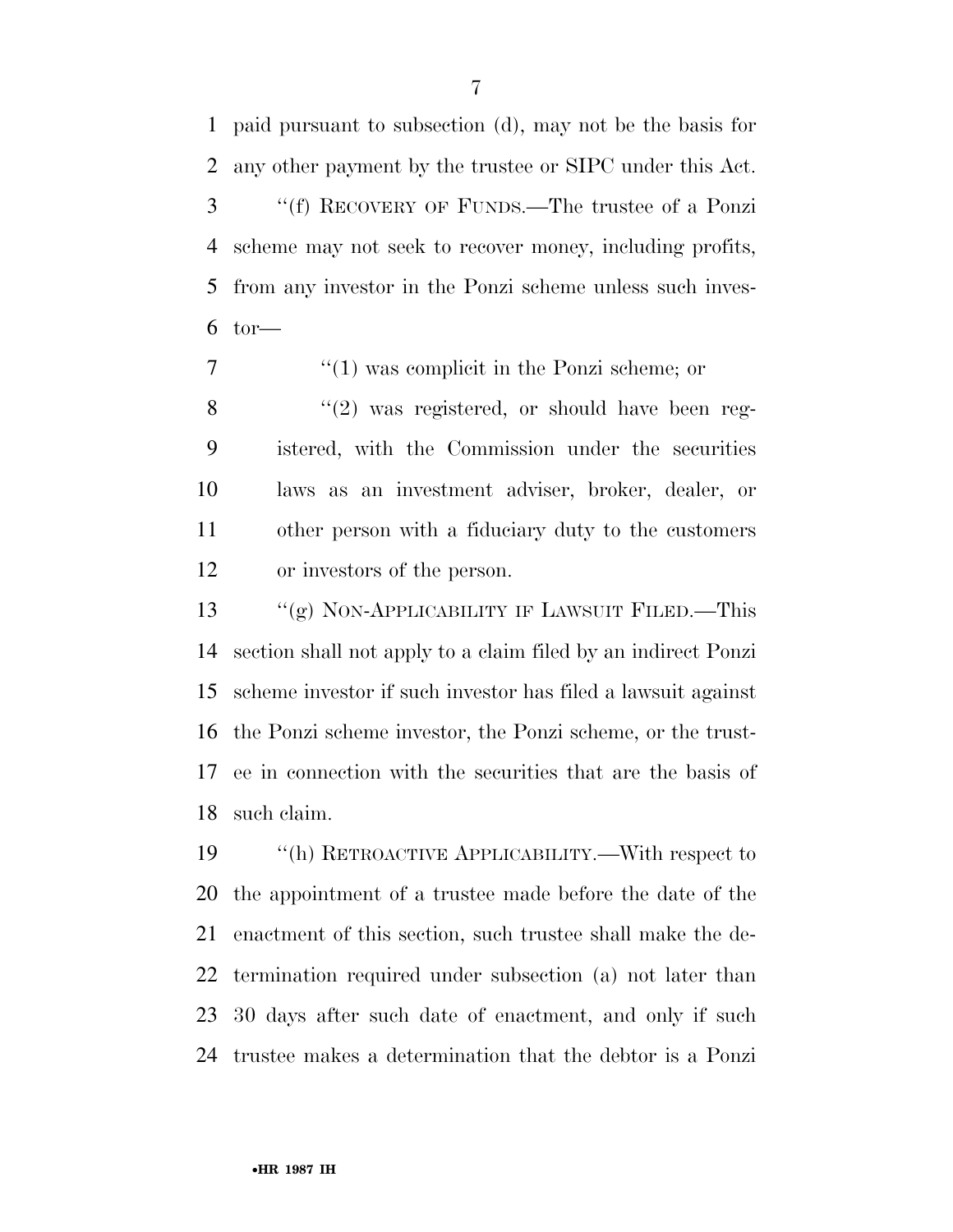paid pursuant to subsection (d), may not be the basis for any other payment by the trustee or SIPC under this Act.

''(f) RECOVERY OF FUNDS.—The trustee of a Ponzi scheme may not seek to recover money, including profits, from any investor in the Ponzi scheme unless such investor—

''(1) was complicit in the Ponzi scheme; or

''(2) was registered, or should have been registered, with the Commission under the securities laws as an investment adviser, broker, dealer, or other person with a fiduciary duty to the customers or investors of the person.

''(g) NON-APPLICABILITY IF LAWSUIT FILED.—This section shall not apply to a claim filed by an indirect Ponzi scheme investor if such investor has filed a lawsuit against the Ponzi scheme investor, the Ponzi scheme, or the trustee in connection with the securities that are the basis of such claim.

''(h) RETROACTIVE APPLICABILITY.—With respect to the appointment of a trustee made before the date of the enactment of this section, such trustee shall make the determination required under subsection (a) not later than 30 days after such date of enactment, and only if such trustee makes a determination that the debtor is a Ponzi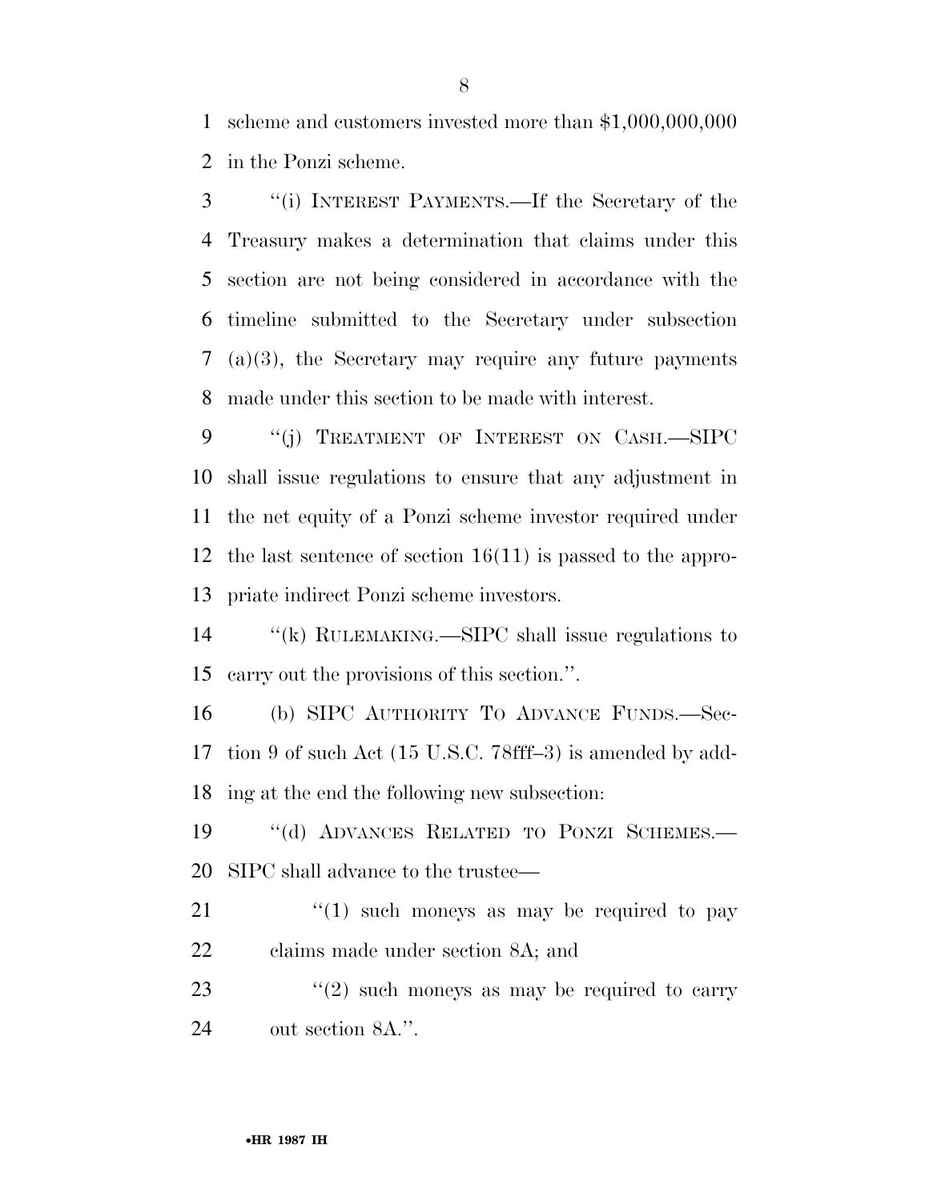scheme and customers invested more than $1,000,000,000 in the Ponzi scheme.

"(i) INTEREST PAYMENTS.—If the Secretary of the Treasury makes a determination that claims under this section are not being considered in accordance with the timeline submitted to the Secretary under subsection (a)(3), the Secretary may require any future payments made under this section to be made with interest.

"(j) TREATMENT OF INTEREST ON CASH.—SIPC shall issue regulations to ensure that any adjustment in the net equity of a Ponzi scheme investor required under the last sentence of section 16(11) is passed to the appropriate indirect Ponzi scheme investors.

"(k) RULEMAKING.—SIPC shall issue regulations to carry out the provisions of this section.".

(b) SIPC AUTHORITY TO ADVANCE FUNDS.—Section 9 of such Act (15 U.S.C. 78fff–3) is amended by adding at the end the following new subsection:

"(d) ADVANCES RELATED TO PONZI SCHEMES.—SIPC shall advance to the trustee—

"(1) such moneys as may be required to pay claims made under section 8A; and

"(2) such moneys as may be required to carry out section 8A.".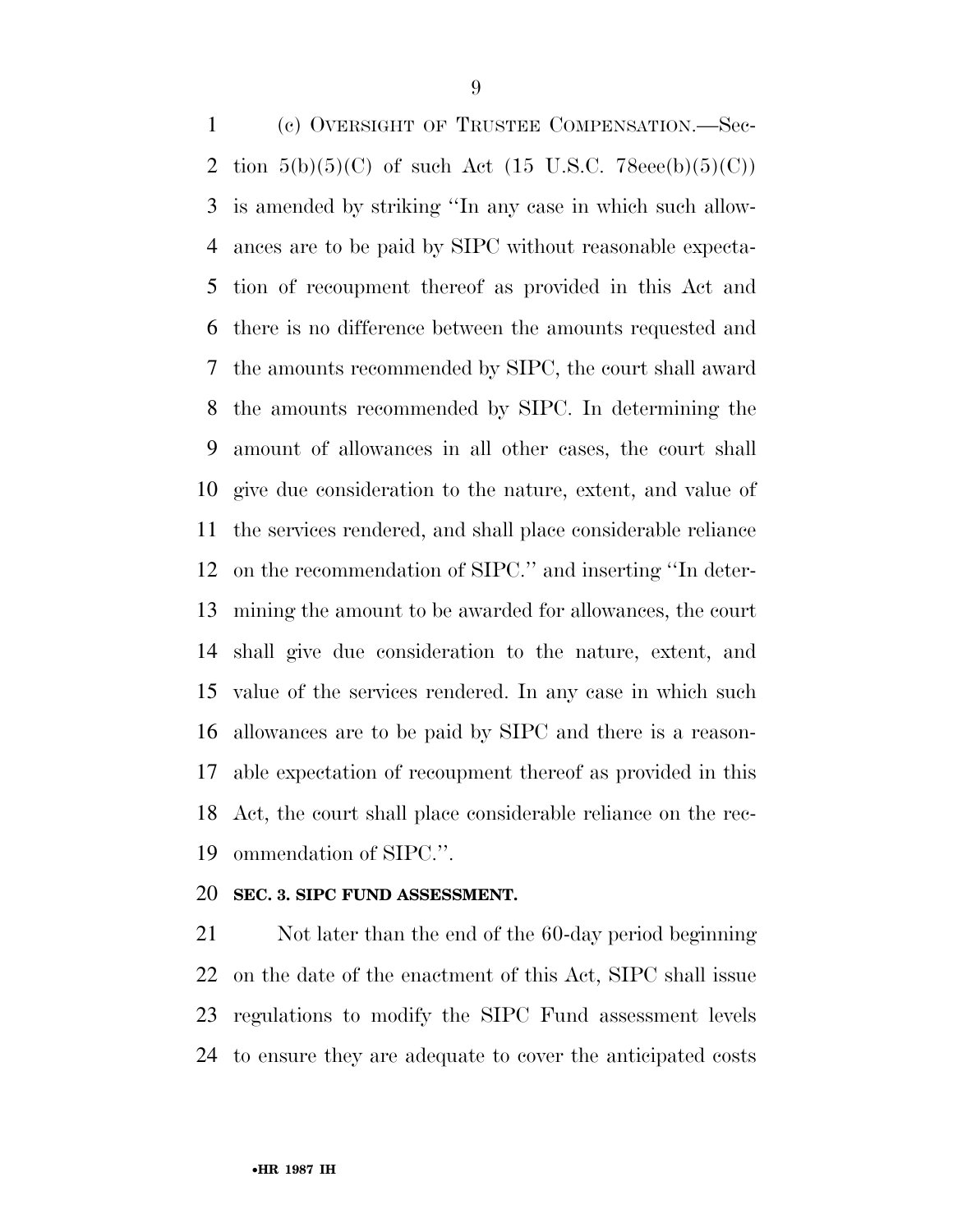(c) OVERSIGHT OF TRUSTEE COMPENSATION.—Section 5(b)(5)(C) of such Act (15 U.S.C. 78eee(b)(5)(C)) is amended by striking ''In any case in which such allowances are to be paid by SIPC without reasonable expectation of recoupment thereof as provided in this Act and there is no difference between the amounts requested and the amounts recommended by SIPC, the court shall award the amounts recommended by SIPC. In determining the amount of allowances in all other cases, the court shall give due consideration to the nature, extent, and value of the services rendered, and shall place considerable reliance on the recommendation of SIPC.'' and inserting ''In determining the amount to be awarded for allowances, the court shall give due consideration to the nature, extent, and value of the services rendered. In any case in which such allowances are to be paid by SIPC and there is a reasonable expectation of recoupment thereof as provided in this Act, the court shall place considerable reliance on the recommendation of SIPC.''.

**SEC. 3. SIPC FUND ASSESSMENT.**

Not later than the end of the 60-day period beginning on the date of the enactment of this Act, SIPC shall issue regulations to modify the SIPC Fund assessment levels to ensure they are adequate to cover the anticipated costs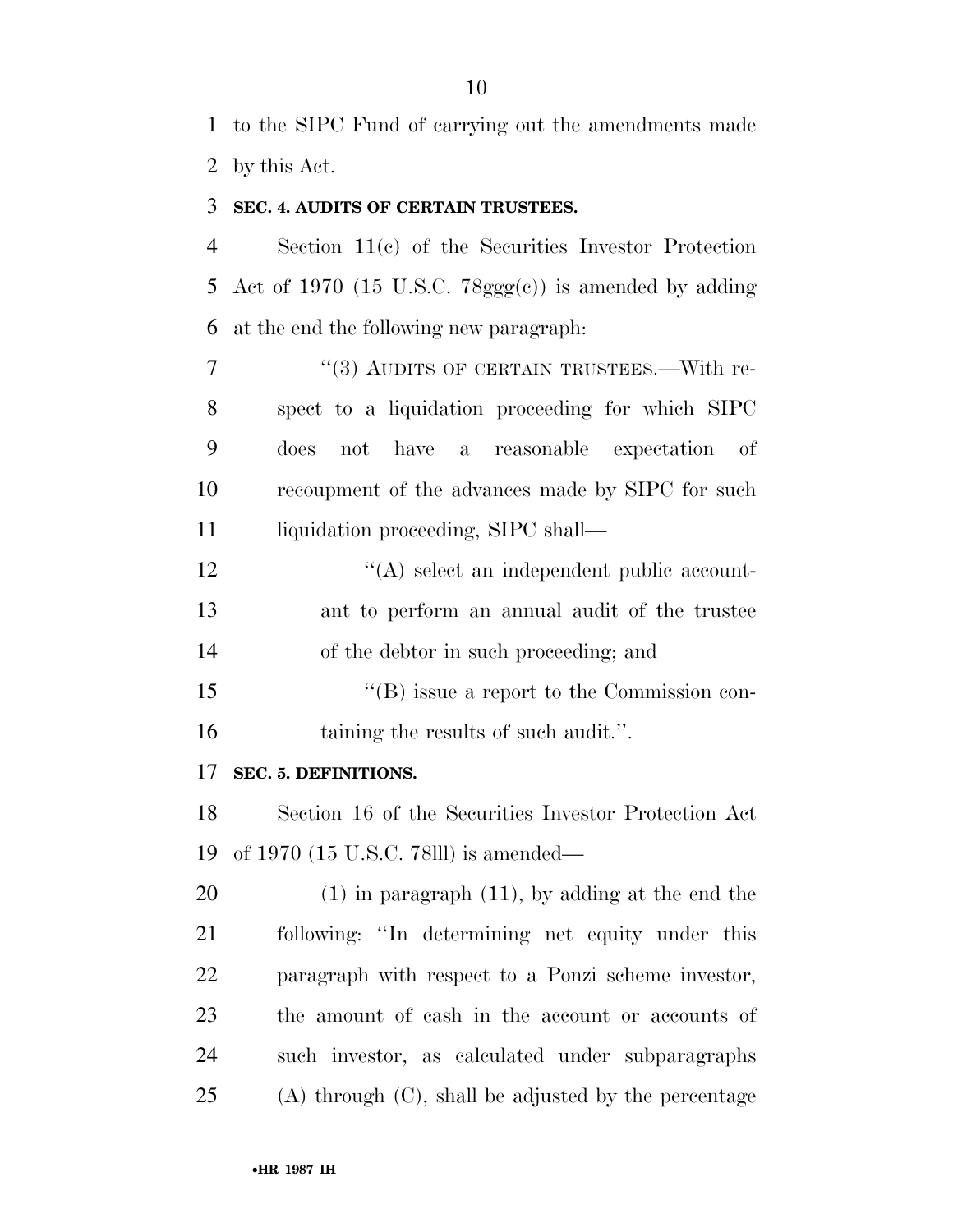to the SIPC Fund of carrying out the amendments made by this Act.

**SEC. 4. AUDITS OF CERTAIN TRUSTEES.**

Section 11(c) of the Securities Investor Protection Act of 1970 (15 U.S.C. 78ggg(c)) is amended by adding at the end the following new paragraph:

''(3) AUDITS OF CERTAIN TRUSTEES.—With respect to a liquidation proceeding for which SIPC does not have a reasonable expectation of recoupment of the advances made by SIPC for such liquidation proceeding, SIPC shall—

''(A) select an independent public accountant to perform an annual audit of the trustee of the debtor in such proceeding; and

''(B) issue a report to the Commission containing the results of such audit.''.

**SEC. 5. DEFINITIONS.**

Section 16 of the Securities Investor Protection Act of 1970 (15 U.S.C. 78lll) is amended—

(1) in paragraph (11), by adding at the end the following: ''In determining net equity under this paragraph with respect to a Ponzi scheme investor, the amount of cash in the account or accounts of such investor, as calculated under subparagraphs (A) through (C), shall be adjusted by the percentage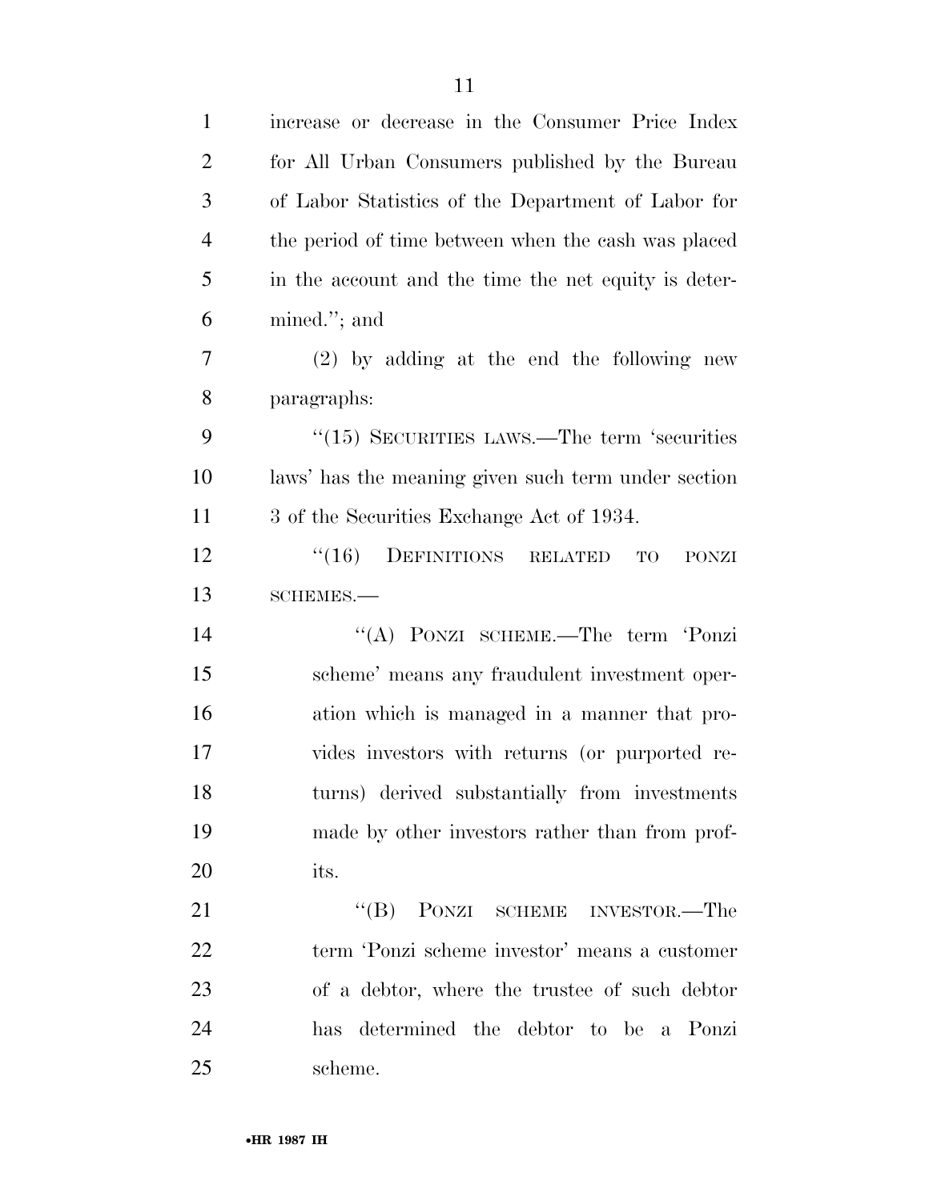increase or decrease in the Consumer Price Index for All Urban Consumers published by the Bureau of Labor Statistics of the Department of Labor for the period of time between when the cash was placed in the account and the time the net equity is determined.''; and

(2) by adding at the end the following new paragraphs:

''(15) SECURITIES LAWS.—The term 'securities laws' has the meaning given such term under section 3 of the Securities Exchange Act of 1934.

''(16) DEFINITIONS RELATED TO PONZI SCHEMES.—

''(A) PONZI SCHEME.—The term 'Ponzi scheme' means any fraudulent investment operation which is managed in a manner that provides investors with returns (or purported returns) derived substantially from investments made by other investors rather than from profits.

''(B) PONZI SCHEME INVESTOR.—The term 'Ponzi scheme investor' means a customer of a debtor, where the trustee of such debtor has determined the debtor to be a Ponzi scheme.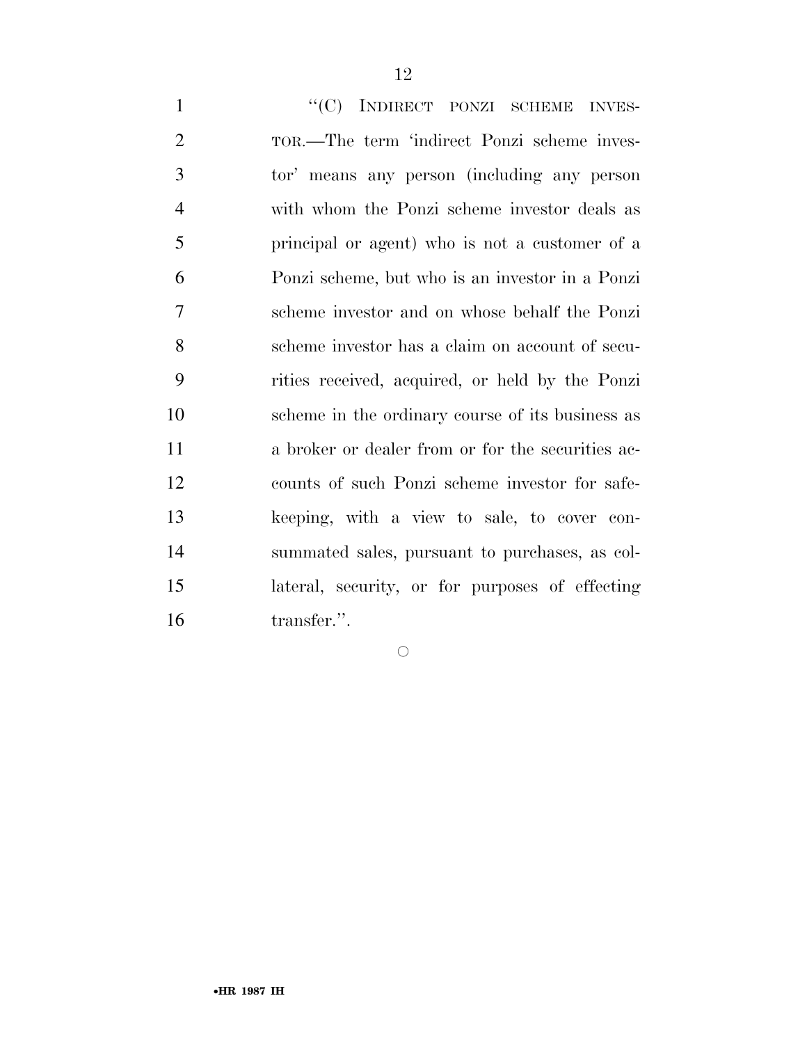"(C) INDIRECT PONZI SCHEME INVESTOR.—The term 'indirect Ponzi scheme investor' means any person (including any person with whom the Ponzi scheme investor deals as principal or agent) who is not a customer of a Ponzi scheme, but who is an investor in a Ponzi scheme investor and on whose behalf the Ponzi scheme investor has a claim on account of securities received, acquired, or held by the Ponzi scheme in the ordinary course of its business as a broker or dealer from or for the securities accounts of such Ponzi scheme investor for safekeeping, with a view to sale, to cover consummated sales, pursuant to purchases, as collateral, security, or for purposes of effecting transfer.".

○